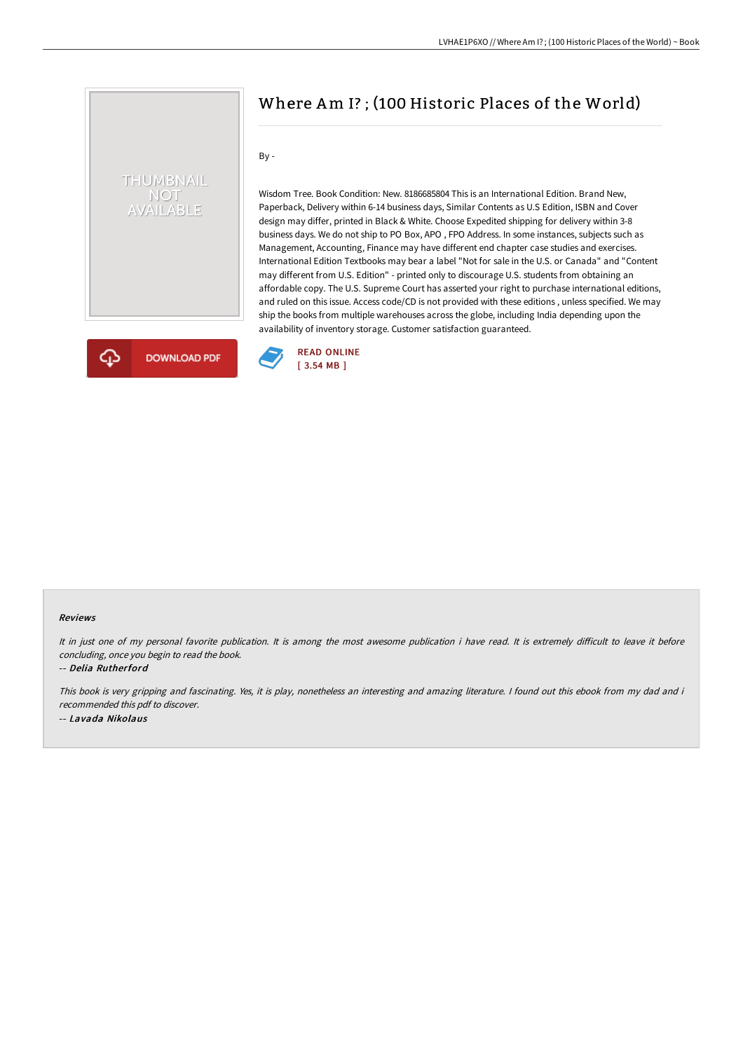# Where Am I? ; (100 Historic Places of the World)

By -

Wisdom Tree. Book Condition: New. 8186685804 This is an International Edition. Brand New, Paperback, Delivery within 6-14 business days, Similar Contents as U.S Edition, ISBN and Cover design may differ, printed in Black & White. Choose Expedited shipping for delivery within 3-8 business days. We do not ship to PO Box, APO , FPO Address. In some instances, subjects such as Management, Accounting, Finance may have different end chapter case studies and exercises. International Edition Textbooks may bear a label "Not for sale in the U.S. or Canada" and "Content may different from U.S. Edition" - printed only to discourage U.S. students from obtaining an affordable copy. The U.S. Supreme Court has asserted your right to purchase international editions, and ruled on this issue. Access code/CD is not provided with these editions , unless specified. We may ship the books from multiple warehouses across the globe, including India depending upon the availability of inventory storage. Customer satisfaction guaranteed.

DOWNLOAD PDF

READ ONLINE
[ 3.54 MB ]

#### Reviews

*It in just one of my personal favorite publication. It is among the most awesome publication i have read. It is extremely difficult to leave it before concluding, once you begin to read the book.*

-- *Delia Rutherford*

*This book is very gripping and fascinating. Yes, it is play, nonetheless an interesting and amazing literature. I found out this ebook from my dad and i recommended this pdf to discover.*

-- *Lavada Nikolaus*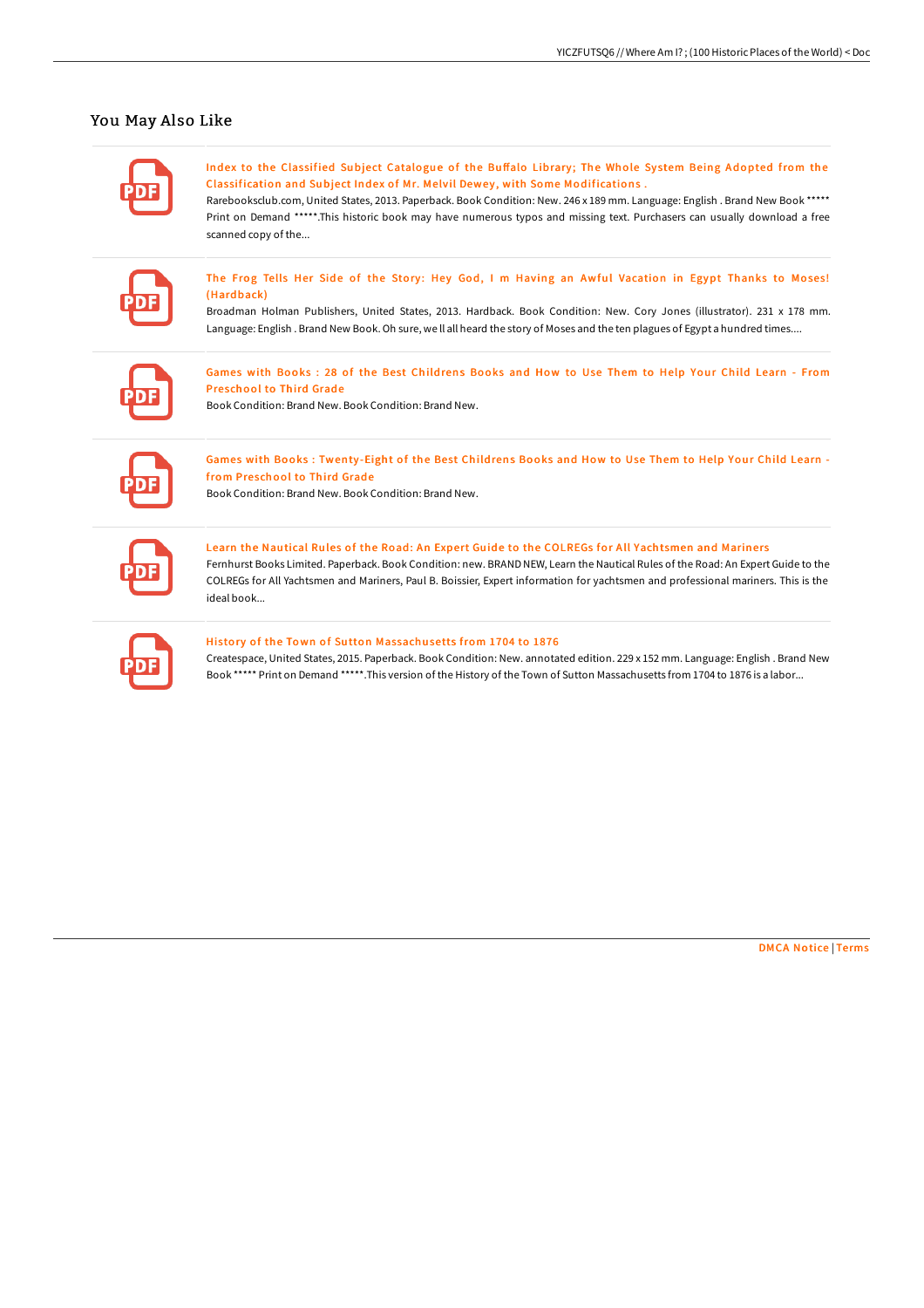## You May Also Like

**Index to the Classified Subject Catalogue of the Buffalo Library; The Whole System Being Adopted from the Classification and Subject Index of Mr. Melvil Dewey, with Some Modifications .**

Rarebooksclub.com, United States, 2013. Paperback. Book Condition: New. 246 x 189 mm. Language: English . Brand New Book ***** Print on Demand *****.This historic book may have numerous typos and missing text. Purchasers can usually download a free scanned copy of the...

**The Frog Tells Her Side of the Story: Hey God, I m Having an Awful Vacation in Egypt Thanks to Moses! (Hardback)**

Broadman Holman Publishers, United States, 2013. Hardback. Book Condition: New. Cory Jones (illustrator). 231 x 178 mm. Language: English . Brand New Book. Oh sure, we ll all heard the story of Moses and the ten plagues of Egypt a hundred times....

**Games with Books : 28 of the Best Childrens Books and How to Use Them to Help Your Child Learn - From Preschool to Third Grade**

Book Condition: Brand New. Book Condition: Brand New.

**Games with Books : Twenty-Eight of the Best Childrens Books and How to Use Them to Help Your Child Learn - from Preschool to Third Grade**

Book Condition: Brand New. Book Condition: Brand New.

**Learn the Nautical Rules of the Road: An Expert Guide to the COLREGs for All Yachtsmen and Mariners**

Fernhurst Books Limited. Paperback. Book Condition: new. BRAND NEW, Learn the Nautical Rules of the Road: An Expert Guide to the COLREGs for All Yachtsmen and Mariners, Paul B. Boissier, Expert information for yachtsmen and professional mariners. This is the ideal book...

**History of the Town of Sutton Massachusetts from 1704 to 1876**

Createspace, United States, 2015. Paperback. Book Condition: New. annotated edition. 229 x 152 mm. Language: English . Brand New Book ***** Print on Demand *****.This version of the History of the Town of Sutton Massachusetts from 1704 to 1876 is a labor...

DMCA Notice | Terms